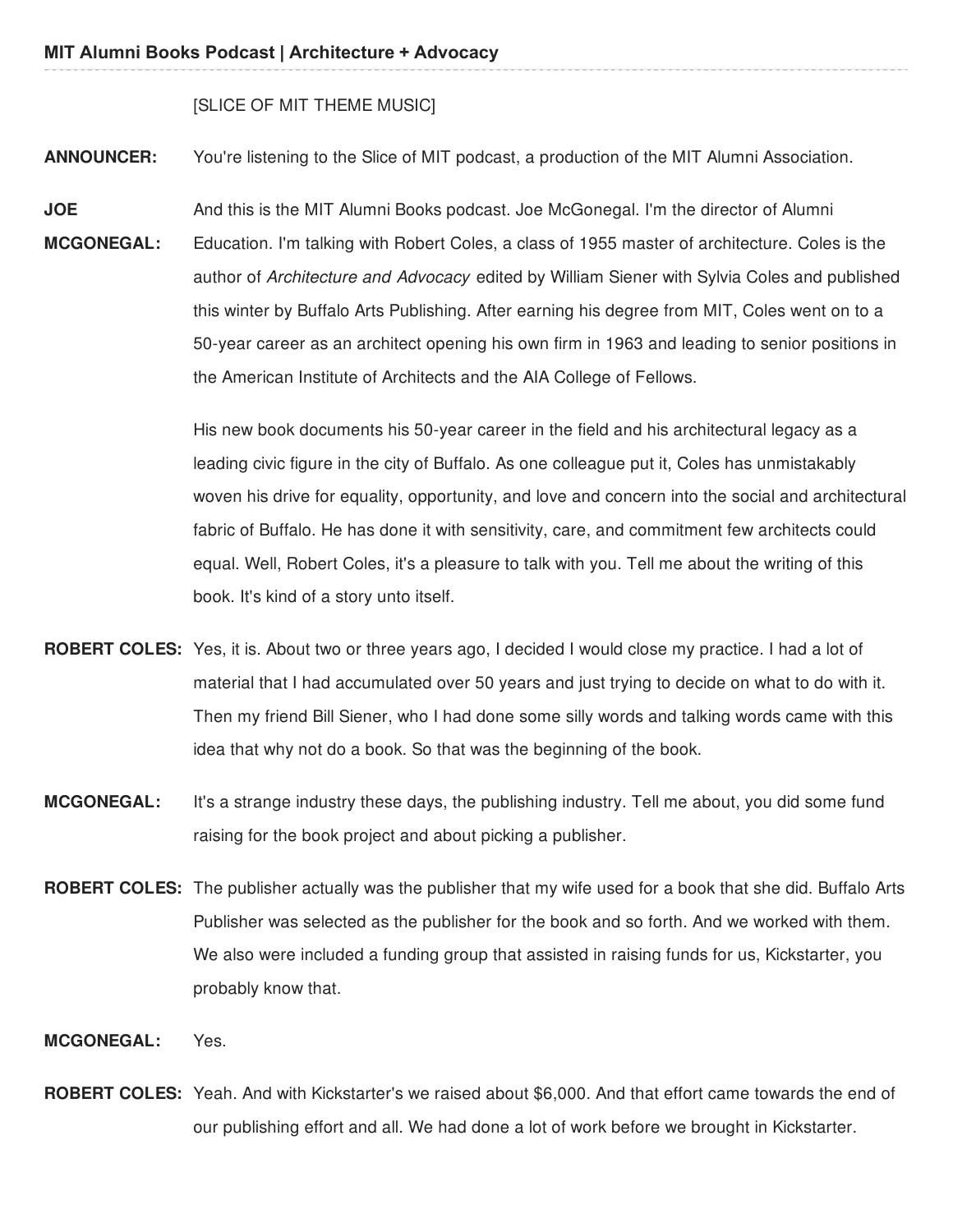[SLICE OF MIT THEME MUSIC]

**ANNOUNCER:** You're listening to the Slice of MIT podcast, a production of the MIT Alumni Association.

**JOE MCGONEGAL:** And this is the MIT Alumni Books podcast. Joe McGonegal. I'm the director of Alumni Education. I'm talking with Robert Coles, a class of 1955 master of architecture. Coles is the author of *Architecture and Advocacy* edited by William Siener with Sylvia Coles and published this winter by Buffalo Arts Publishing. After earning his degree from MIT, Coles went on to a 50-year career as an architect opening his own firm in 1963 and leading to senior positions in the American Institute of Architects and the AIA College of Fellows.

His new book documents his 50-year career in the field and his architectural legacy as a leading civic figure in the city of Buffalo. As one colleague put it, Coles has unmistakably woven his drive for equality, opportunity, and love and concern into the social and architectural fabric of Buffalo. He has done it with sensitivity, care, and commitment few architects could equal. Well, Robert Coles, it's a pleasure to talk with you. Tell me about the writing of this book. It's kind of a story unto itself.

**ROBERT COLES:** Yes, it is. About two or three years ago, I decided I would close my practice. I had a lot of material that I had accumulated over 50 years and just trying to decide on what to do with it. Then my friend Bill Siener, who I had done some silly words and talking words came with this idea that why not do a book. So that was the beginning of the book.

**MCGONEGAL:** It's a strange industry these days, the publishing industry. Tell me about, you did some fund raising for the book project and about picking a publisher.

**ROBERT COLES:** The publisher actually was the publisher that my wife used for a book that she did. Buffalo Arts Publisher was selected as the publisher for the book and so forth. And we worked with them. We also were included a funding group that assisted in raising funds for us, Kickstarter, you probably know that.

**MCGONEGAL:** Yes.

**ROBERT COLES:** Yeah. And with Kickstarter's we raised about $6,000. And that effort came towards the end of our publishing effort and all. We had done a lot of work before we brought in Kickstarter.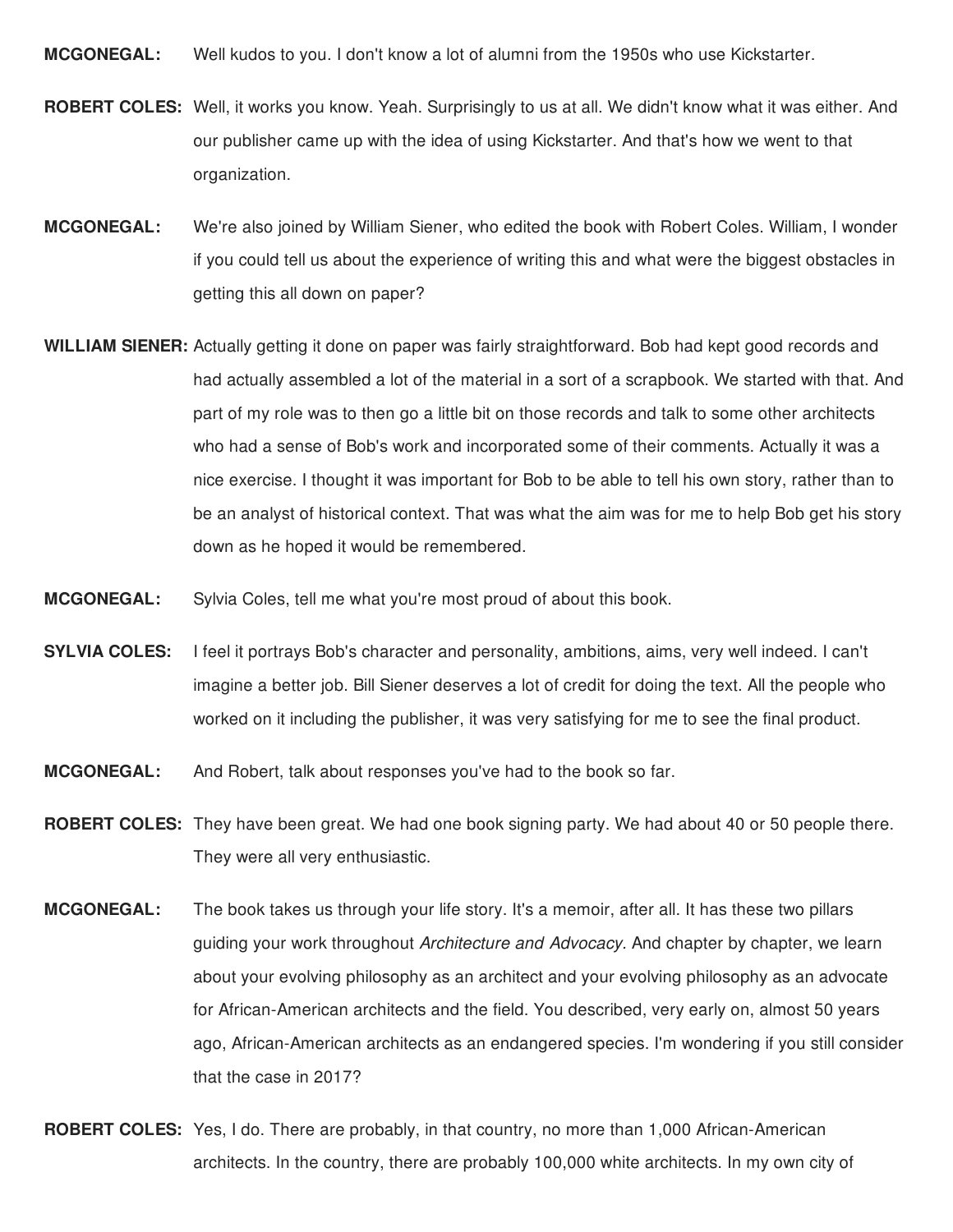**MCGONEGAL:** Well kudos to you. I don't know a lot of alumni from the 1950s who use Kickstarter.

**ROBERT COLES:** Well, it works you know. Yeah. Surprisingly to us at all. We didn't know what it was either. And our publisher came up with the idea of using Kickstarter. And that's how we went to that organization.

**MCGONEGAL:** We're also joined by William Siener, who edited the book with Robert Coles. William, I wonder if you could tell us about the experience of writing this and what were the biggest obstacles in getting this all down on paper?

**WILLIAM SIENER:** Actually getting it done on paper was fairly straightforward. Bob had kept good records and had actually assembled a lot of the material in a sort of a scrapbook. We started with that. And part of my role was to then go a little bit on those records and talk to some other architects who had a sense of Bob's work and incorporated some of their comments. Actually it was a nice exercise. I thought it was important for Bob to be able to tell his own story, rather than to be an analyst of historical context. That was what the aim was for me to help Bob get his story down as he hoped it would be remembered.

**MCGONEGAL:** Sylvia Coles, tell me what you're most proud of about this book.

**SYLVIA COLES:** I feel it portrays Bob's character and personality, ambitions, aims, very well indeed. I can't imagine a better job. Bill Siener deserves a lot of credit for doing the text. All the people who worked on it including the publisher, it was very satisfying for me to see the final product.

**MCGONEGAL:** And Robert, talk about responses you've had to the book so far.

**ROBERT COLES:** They have been great. We had one book signing party. We had about 40 or 50 people there. They were all very enthusiastic.

**MCGONEGAL:** The book takes us through your life story. It's a memoir, after all. It has these two pillars guiding your work throughout *Architecture and Advocacy*. And chapter by chapter, we learn about your evolving philosophy as an architect and your evolving philosophy as an advocate for African-American architects and the field. You described, very early on, almost 50 years ago, African-American architects as an endangered species. I'm wondering if you still consider that the case in 2017?

**ROBERT COLES:** Yes, I do. There are probably, in that country, no more than 1,000 African-American architects. In the country, there are probably 100,000 white architects. In my own city of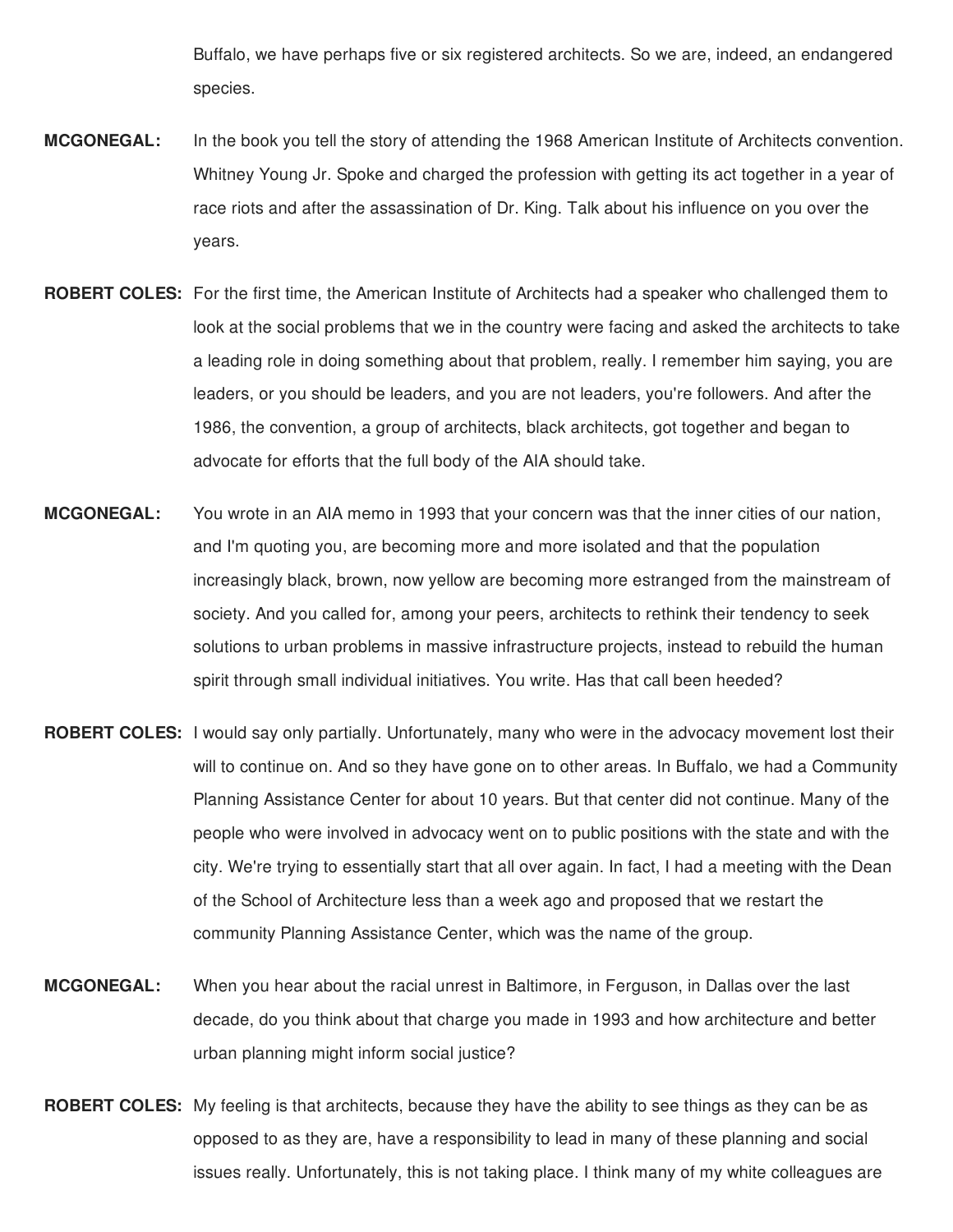Buffalo, we have perhaps five or six registered architects. So we are, indeed, an endangered species.

**MCGONEGAL:** In the book you tell the story of attending the 1968 American Institute of Architects convention. Whitney Young Jr. Spoke and charged the profession with getting its act together in a year of race riots and after the assassination of Dr. King. Talk about his influence on you over the years.

**ROBERT COLES:** For the first time, the American Institute of Architects had a speaker who challenged them to look at the social problems that we in the country were facing and asked the architects to take a leading role in doing something about that problem, really. I remember him saying, you are leaders, or you should be leaders, and you are not leaders, you're followers. And after the 1986, the convention, a group of architects, black architects, got together and began to advocate for efforts that the full body of the AIA should take.

**MCGONEGAL:** You wrote in an AIA memo in 1993 that your concern was that the inner cities of our nation, and I'm quoting you, are becoming more and more isolated and that the population increasingly black, brown, now yellow are becoming more estranged from the mainstream of society. And you called for, among your peers, architects to rethink their tendency to seek solutions to urban problems in massive infrastructure projects, instead to rebuild the human spirit through small individual initiatives. You write. Has that call been heeded?

**ROBERT COLES:** I would say only partially. Unfortunately, many who were in the advocacy movement lost their will to continue on. And so they have gone on to other areas. In Buffalo, we had a Community Planning Assistance Center for about 10 years. But that center did not continue. Many of the people who were involved in advocacy went on to public positions with the state and with the city. We're trying to essentially start that all over again. In fact, I had a meeting with the Dean of the School of Architecture less than a week ago and proposed that we restart the community Planning Assistance Center, which was the name of the group.

**MCGONEGAL:** When you hear about the racial unrest in Baltimore, in Ferguson, in Dallas over the last decade, do you think about that charge you made in 1993 and how architecture and better urban planning might inform social justice?

**ROBERT COLES:** My feeling is that architects, because they have the ability to see things as they can be as opposed to as they are, have a responsibility to lead in many of these planning and social issues really. Unfortunately, this is not taking place. I think many of my white colleagues are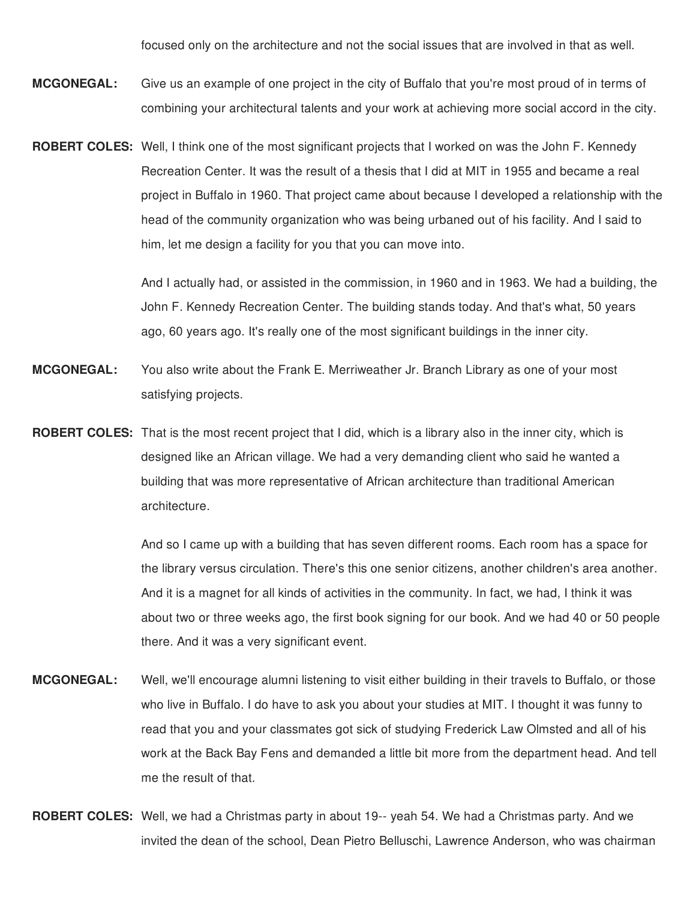focused only on the architecture and not the social issues that are involved in that as well.

**MCGONEGAL:** Give us an example of one project in the city of Buffalo that you're most proud of in terms of combining your architectural talents and your work at achieving more social accord in the city.

**ROBERT COLES:** Well, I think one of the most significant projects that I worked on was the John F. Kennedy Recreation Center. It was the result of a thesis that I did at MIT in 1955 and became a real project in Buffalo in 1960. That project came about because I developed a relationship with the head of the community organization who was being urbaned out of his facility. And I said to him, let me design a facility for you that you can move into.

And I actually had, or assisted in the commission, in 1960 and in 1963. We had a building, the John F. Kennedy Recreation Center. The building stands today. And that's what, 50 years ago, 60 years ago. It's really one of the most significant buildings in the inner city.

**MCGONEGAL:** You also write about the Frank E. Merriweather Jr. Branch Library as one of your most satisfying projects.

**ROBERT COLES:** That is the most recent project that I did, which is a library also in the inner city, which is designed like an African village. We had a very demanding client who said he wanted a building that was more representative of African architecture than traditional American architecture.

And so I came up with a building that has seven different rooms. Each room has a space for the library versus circulation. There's this one senior citizens, another children's area another. And it is a magnet for all kinds of activities in the community. In fact, we had, I think it was about two or three weeks ago, the first book signing for our book. And we had 40 or 50 people there. And it was a very significant event.

**MCGONEGAL:** Well, we'll encourage alumni listening to visit either building in their travels to Buffalo, or those who live in Buffalo. I do have to ask you about your studies at MIT. I thought it was funny to read that you and your classmates got sick of studying Frederick Law Olmsted and all of his work at the Back Bay Fens and demanded a little bit more from the department head. And tell me the result of that.

**ROBERT COLES:** Well, we had a Christmas party in about 19-- yeah 54. We had a Christmas party. And we invited the dean of the school, Dean Pietro Belluschi, Lawrence Anderson, who was chairman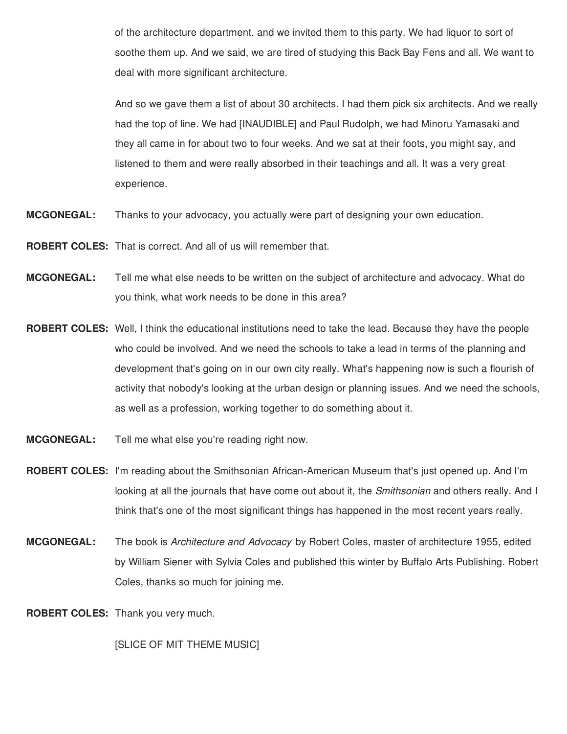of the architecture department, and we invited them to this party. We had liquor to sort of soothe them up. And we said, we are tired of studying this Back Bay Fens and all. We want to deal with more significant architecture.

And so we gave them a list of about 30 architects. I had them pick six architects. And we really had the top of line. We had [INAUDIBLE] and Paul Rudolph, we had Minoru Yamasaki and they all came in for about two to four weeks. And we sat at their foots, you might say, and listened to them and were really absorbed in their teachings and all. It was a very great experience.

**MCGONEGAL:** Thanks to your advocacy, you actually were part of designing your own education.

**ROBERT COLES:** That is correct. And all of us will remember that.

**MCGONEGAL:** Tell me what else needs to be written on the subject of architecture and advocacy. What do you think, what work needs to be done in this area?

**ROBERT COLES:** Well, I think the educational institutions need to take the lead. Because they have the people who could be involved. And we need the schools to take a lead in terms of the planning and development that's going on in our own city really. What's happening now is such a flourish of activity that nobody's looking at the urban design or planning issues. And we need the schools, as well as a profession, working together to do something about it.

**MCGONEGAL:** Tell me what else you're reading right now.

**ROBERT COLES:** I'm reading about the Smithsonian African-American Museum that's just opened up. And I'm looking at all the journals that have come out about it, the *Smithsonian* and others really. And I think that's one of the most significant things has happened in the most recent years really.

**MCGONEGAL:** The book is *Architecture and Advocacy* by Robert Coles, master of architecture 1955, edited by William Siener with Sylvia Coles and published this winter by Buffalo Arts Publishing. Robert Coles, thanks so much for joining me.

**ROBERT COLES:** Thank you very much.

[SLICE OF MIT THEME MUSIC]